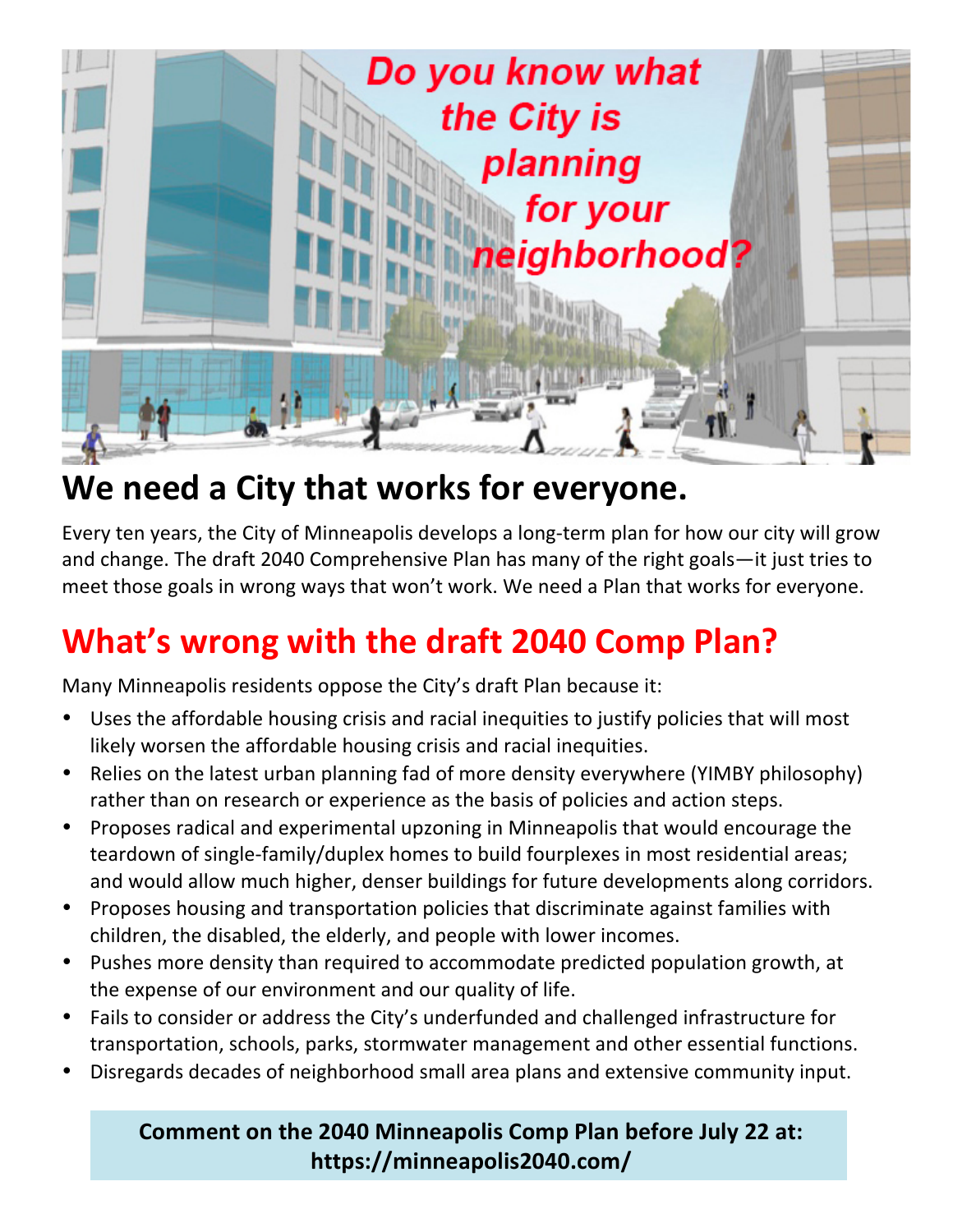Do you know what the City is planning for your neighborhood?

# We need a City that works for everyone.

Every ten years, the City of Minneapolis develops a long-term plan for how our city will grow and change. The draft 2040 Comprehensive Plan has many of the right goals—it just tries to meet those goals in wrong ways that won't work. We need a Plan that works for everyone.

## What's wrong with the draft 2040 Comp Plan?

Many Minneapolis residents oppose the City's draft Plan because it:

- Uses the affordable housing crisis and racial inequities to justify policies that will most likely worsen the affordable housing crisis and racial inequities.
- Relies on the latest urban planning fad of more density everywhere (YIMBY philosophy) rather than on research or experience as the basis of policies and action steps.
- Proposes radical and experimental upzoning in Minneapolis that would encourage the teardown of single-family/duplex homes to build fourplexes in most residential areas; and would allow much higher, denser buildings for future developments along corridors.
- Proposes housing and transportation policies that discriminate against families with children, the disabled, the elderly, and people with lower incomes.
- Pushes more density than required to accommodate predicted population growth, at the expense of our environment and our quality of life.
- Fails to consider or address the City's underfunded and challenged infrastructure for transportation, schools, parks, stormwater management and other essential functions.
- Disregards decades of neighborhood small area plans and extensive community input.

**Comment on the 2040 Minneapolis Comp Plan before July 22 at: https://minneapolis2040.com/**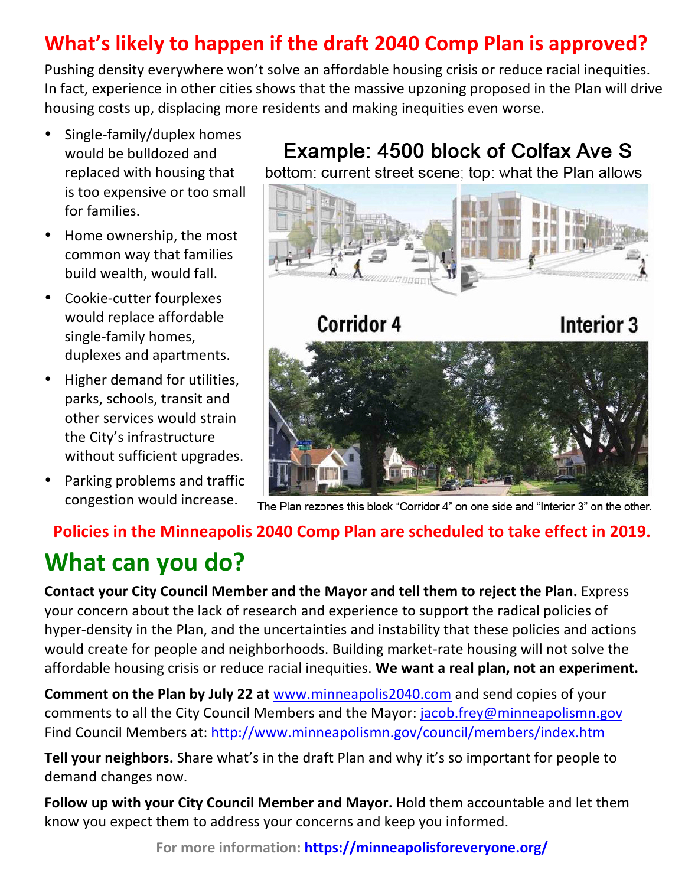## What's likely to happen if the draft 2040 Comp Plan is approved?

Pushing density everywhere won't solve an affordable housing crisis or reduce racial inequities. In fact, experience in other cities shows that the massive upzoning proposed in the Plan will drive housing costs up, displacing more residents and making inequities even worse.

- Single-family/duplex homes would be bulldozed and replaced with housing that is too expensive or too small for families.
- Home ownership, the most common way that families build wealth, would fall.
- Cookie-cutter fourplexes would replace affordable single-family homes, duplexes and apartments.
- Higher demand for utilities, parks, schools, transit and other services would strain the City's infrastructure without sufficient upgrades.
- Parking problems and traffic congestion would increase.

### Example: 4500 block of Colfax Ave S

bottom: current street scene; top: what the Plan allows

Corridor 4

Interior 3

The Plan rezones this block "Corridor 4" on one side and "Interior 3" on the other.

**Policies in the Minneapolis 2040 Comp Plan are scheduled to take effect in 2019.**

## What can you do?

**Contact your City Council Member and the Mayor and tell them to reject the Plan.** Express your concern about the lack of research and experience to support the radical policies of hyper-density in the Plan, and the uncertainties and instability that these policies and actions would create for people and neighborhoods. Building market-rate housing will not solve the affordable housing crisis or reduce racial inequities. **We want a real plan, not an experiment.**

**Comment on the Plan by July 22 at** www.minneapolis2040.com and send copies of your comments to all the City Council Members and the Mayor: jacob.frey@minneapolismn.gov
Find Council Members at: http://www.minneapolismn.gov/council/members/index.htm

**Tell your neighbors.** Share what's in the draft Plan and why it's so important for people to demand changes now.

**Follow up with your City Council Member and Mayor.** Hold them accountable and let them know you expect them to address your concerns and keep you informed.

**For more information: https://minneapolisforeveryone.org/**